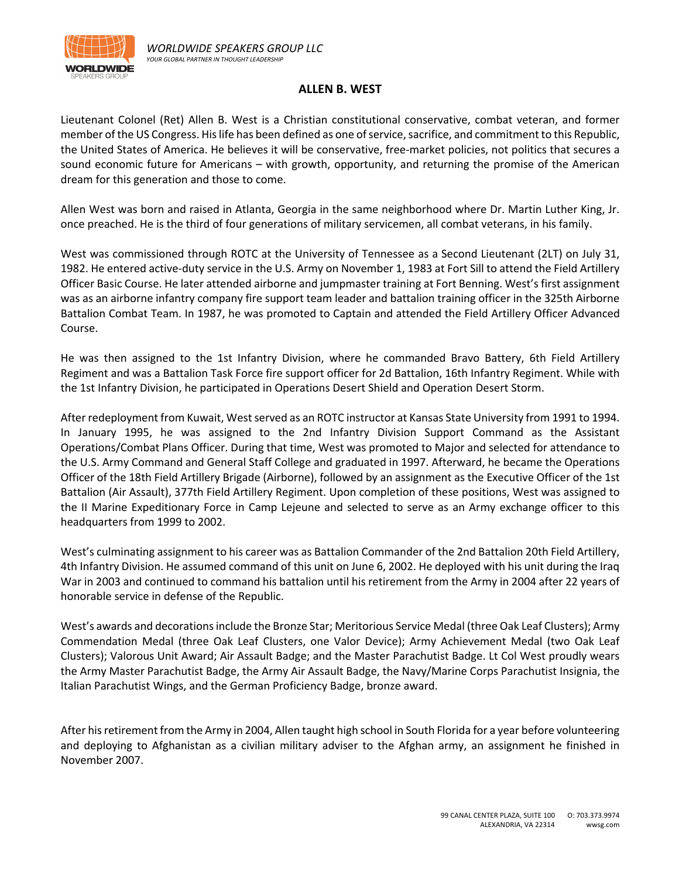# ALLEN B. WEST

Lieutenant Colonel (Ret) Allen B. West is a Christian constitutional conservative, combat veteran, and former member of the US Congress. His life has been defined as one of service, sacrifice, and commitment to this Republic, the United States of America. He believes it will be conservative, free-market policies, not politics that secures a sound economic future for Americans – with growth, opportunity, and returning the promise of the American dream for this generation and those to come.

Allen West was born and raised in Atlanta, Georgia in the same neighborhood where Dr. Martin Luther King, Jr. once preached. He is the third of four generations of military servicemen, all combat veterans, in his family.

West was commissioned through ROTC at the University of Tennessee as a Second Lieutenant (2LT) on July 31, 1982. He entered active-duty service in the U.S. Army on November 1, 1983 at Fort Sill to attend the Field Artillery Officer Basic Course. He later attended airborne and jumpmaster training at Fort Benning. West's first assignment was as an airborne infantry company fire support team leader and battalion training officer in the 325th Airborne Battalion Combat Team. In 1987, he was promoted to Captain and attended the Field Artillery Officer Advanced Course.

He was then assigned to the 1st Infantry Division, where he commanded Bravo Battery, 6th Field Artillery Regiment and was a Battalion Task Force fire support officer for 2d Battalion, 16th Infantry Regiment. While with the 1st Infantry Division, he participated in Operations Desert Shield and Operation Desert Storm.

After redeployment from Kuwait, West served as an ROTC instructor at Kansas State University from 1991 to 1994. In January 1995, he was assigned to the 2nd Infantry Division Support Command as the Assistant Operations/Combat Plans Officer. During that time, West was promoted to Major and selected for attendance to the U.S. Army Command and General Staff College and graduated in 1997. Afterward, he became the Operations Officer of the 18th Field Artillery Brigade (Airborne), followed by an assignment as the Executive Officer of the 1st Battalion (Air Assault), 377th Field Artillery Regiment. Upon completion of these positions, West was assigned to the II Marine Expeditionary Force in Camp Lejeune and selected to serve as an Army exchange officer to this headquarters from 1999 to 2002.

West's culminating assignment to his career was as Battalion Commander of the 2nd Battalion 20th Field Artillery, 4th Infantry Division. He assumed command of this unit on June 6, 2002. He deployed with his unit during the Iraq War in 2003 and continued to command his battalion until his retirement from the Army in 2004 after 22 years of honorable service in defense of the Republic.

West's awards and decorations include the Bronze Star; Meritorious Service Medal (three Oak Leaf Clusters); Army Commendation Medal (three Oak Leaf Clusters, one Valor Device); Army Achievement Medal (two Oak Leaf Clusters); Valorous Unit Award; Air Assault Badge; and the Master Parachutist Badge. Lt Col West proudly wears the Army Master Parachutist Badge, the Army Air Assault Badge, the Navy/Marine Corps Parachutist Insignia, the Italian Parachutist Wings, and the German Proficiency Badge, bronze award.

After his retirement from the Army in 2004, Allen taught high school in South Florida for a year before volunteering and deploying to Afghanistan as a civilian military adviser to the Afghan army, an assignment he finished in November 2007.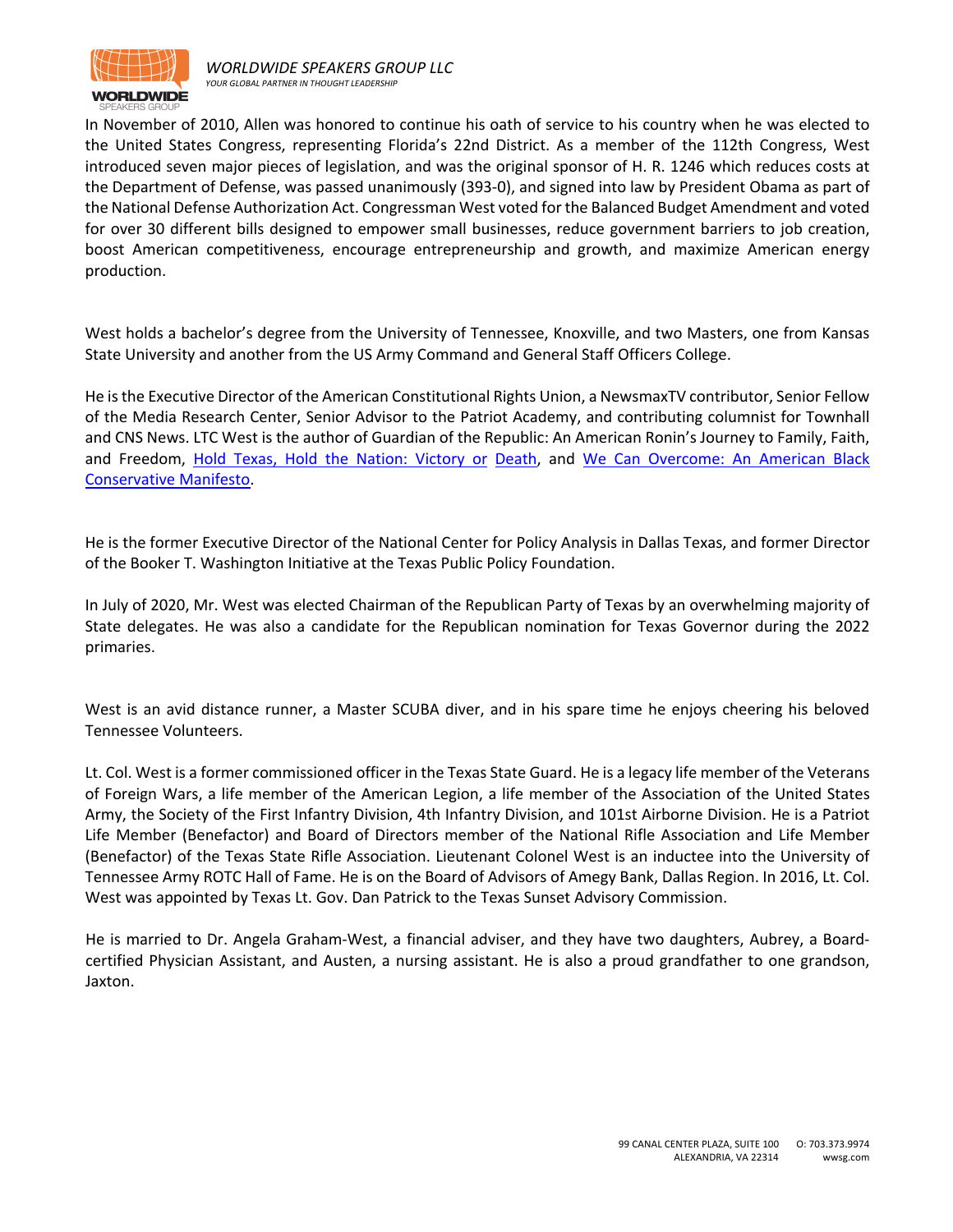In November of 2010, Allen was honored to continue his oath of service to his country when he was elected to the United States Congress, representing Florida's 22nd District. As a member of the 112th Congress, West introduced seven major pieces of legislation, and was the original sponsor of H. R. 1246 which reduces costs at the Department of Defense, was passed unanimously (393-0), and signed into law by President Obama as part of the National Defense Authorization Act. Congressman West voted for the Balanced Budget Amendment and voted for over 30 different bills designed to empower small businesses, reduce government barriers to job creation, boost American competitiveness, encourage entrepreneurship and growth, and maximize American energy production.

West holds a bachelor's degree from the University of Tennessee, Knoxville, and two Masters, one from Kansas State University and another from the US Army Command and General Staff Officers College.

He is the Executive Director of the American Constitutional Rights Union, a NewsmaxTV contributor, Senior Fellow of the Media Research Center, Senior Advisor to the Patriot Academy, and contributing columnist for Townhall and CNS News. LTC West is the author of Guardian of the Republic: An American Ronin's Journey to Family, Faith, and Freedom, Hold Texas, Hold the Nation: Victory or Death, and We Can Overcome: An American Black Conservative Manifesto.

He is the former Executive Director of the National Center for Policy Analysis in Dallas Texas, and former Director of the Booker T. Washington Initiative at the Texas Public Policy Foundation.

In July of 2020, Mr. West was elected Chairman of the Republican Party of Texas by an overwhelming majority of State delegates. He was also a candidate for the Republican nomination for Texas Governor during the 2022 primaries.

West is an avid distance runner, a Master SCUBA diver, and in his spare time he enjoys cheering his beloved Tennessee Volunteers.

Lt. Col. West is a former commissioned officer in the Texas State Guard. He is a legacy life member of the Veterans of Foreign Wars, a life member of the American Legion, a life member of the Association of the United States Army, the Society of the First Infantry Division, 4th Infantry Division, and 101st Airborne Division. He is a Patriot Life Member (Benefactor) and Board of Directors member of the National Rifle Association and Life Member (Benefactor) of the Texas State Rifle Association. Lieutenant Colonel West is an inductee into the University of Tennessee Army ROTC Hall of Fame. He is on the Board of Advisors of Amegy Bank, Dallas Region. In 2016, Lt. Col. West was appointed by Texas Lt. Gov. Dan Patrick to the Texas Sunset Advisory Commission.

He is married to Dr. Angela Graham-West, a financial adviser, and they have two daughters, Aubrey, a Board-certified Physician Assistant, and Austen, a nursing assistant. He is also a proud grandfather to one grandson, Jaxton.